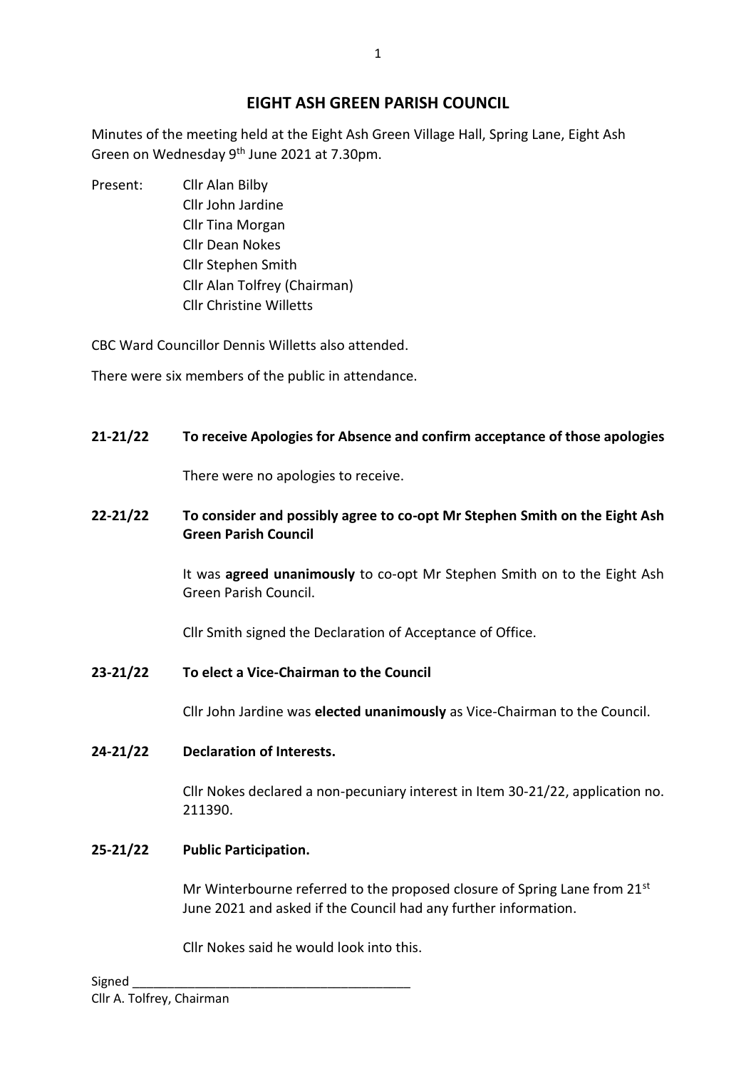# EIGHT ASH GREEN PARISH COUNCIL

Minutes of the meeting held at the Eight Ash Green Village Hall, Spring Lane, Eight Ash Green on Wednesday 9th June 2021 at 7.30pm.

Present:
- Cllr Alan Bilby
- Cllr John Jardine
- Cllr Tina Morgan
- Cllr Dean Nokes
- Cllr Stephen Smith
- Cllr Alan Tolfrey (Chairman)
- Cllr Christine Willetts

CBC Ward Councillor Dennis Willetts also attended.

There were six members of the public in attendance.

**21-21/22 To receive Apologies for Absence and confirm acceptance of those apologies**

There were no apologies to receive.

**22-21/22 To consider and possibly agree to co-opt Mr Stephen Smith on the Eight Ash Green Parish Council**

It was **agreed unanimously** to co-opt Mr Stephen Smith on to the Eight Ash Green Parish Council.

Cllr Smith signed the Declaration of Acceptance of Office.

**23-21/22 To elect a Vice-Chairman to the Council**

Cllr John Jardine was **elected unanimously** as Vice-Chairman to the Council.

**24-21/22 Declaration of Interests.**

Cllr Nokes declared a non-pecuniary interest in Item 30-21/22, application no. 211390.

**25-21/22 Public Participation.**

Mr Winterbourne referred to the proposed closure of Spring Lane from 21st June 2021 and asked if the Council had any further information.

Cllr Nokes said he would look into this.

Signed \_\_\_\_\_\_\_\_\_\_\_\_\_\_\_\_\_\_\_\_\_\_\_\_\_\_\_\_\_\_\_\_\_\_\_\_\_\_\_\_
Cllr A. Tolfrey, Chairman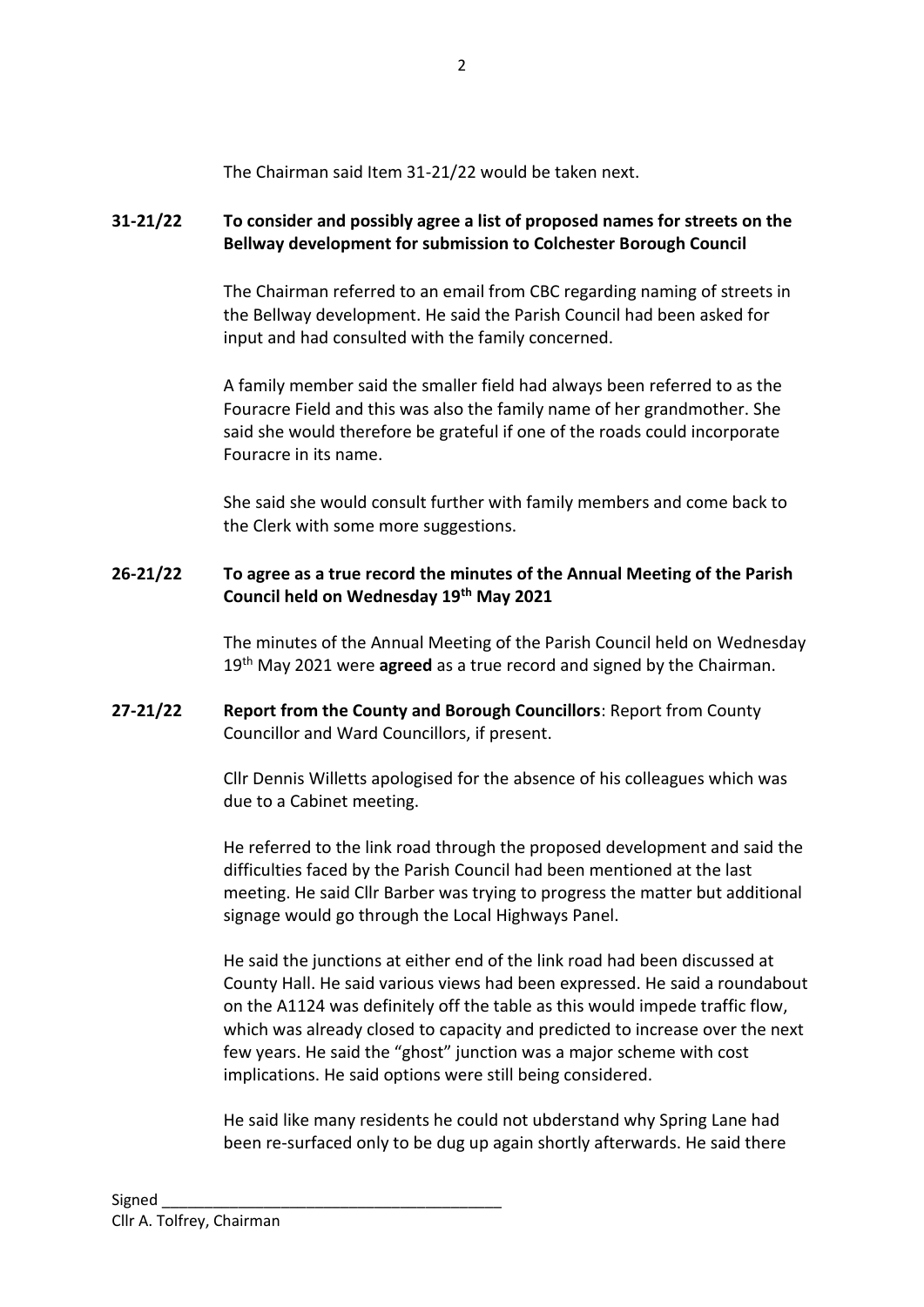The Chairman said Item 31-21/22 would be taken next.

**31-21/22 To consider and possibly agree a list of proposed names for streets on the Bellway development for submission to Colchester Borough Council**

The Chairman referred to an email from CBC regarding naming of streets in the Bellway development. He said the Parish Council had been asked for input and had consulted with the family concerned.

A family member said the smaller field had always been referred to as the Fouracre Field and this was also the family name of her grandmother. She said she would therefore be grateful if one of the roads could incorporate Fouracre in its name.

She said she would consult further with family members and come back to the Clerk with some more suggestions.

**26-21/22 To agree as a true record the minutes of the Annual Meeting of the Parish Council held on Wednesday 19th May 2021**

The minutes of the Annual Meeting of the Parish Council held on Wednesday 19th May 2021 were **agreed** as a true record and signed by the Chairman.

**27-21/22 Report from the County and Borough Councillors**: Report from County Councillor and Ward Councillors, if present.

Cllr Dennis Willetts apologised for the absence of his colleagues which was due to a Cabinet meeting.

He referred to the link road through the proposed development and said the difficulties faced by the Parish Council had been mentioned at the last meeting. He said Cllr Barber was trying to progress the matter but additional signage would go through the Local Highways Panel.

He said the junctions at either end of the link road had been discussed at County Hall. He said various views had been expressed. He said a roundabout on the A1124 was definitely off the table as this would impede traffic flow, which was already closed to capacity and predicted to increase over the next few years. He said the "ghost" junction was a major scheme with cost implications. He said options were still being considered.

He said like many residents he could not ubderstand why Spring Lane had been re-surfaced only to be dug up again shortly afterwards. He said there

Signed \_\_\_\_\_\_\_\_\_\_\_\_\_\_\_\_\_\_\_\_\_\_\_\_\_\_\_\_\_\_\_\_\_\_\_\_\_\_\_\_
Cllr A. Tolfrey, Chairman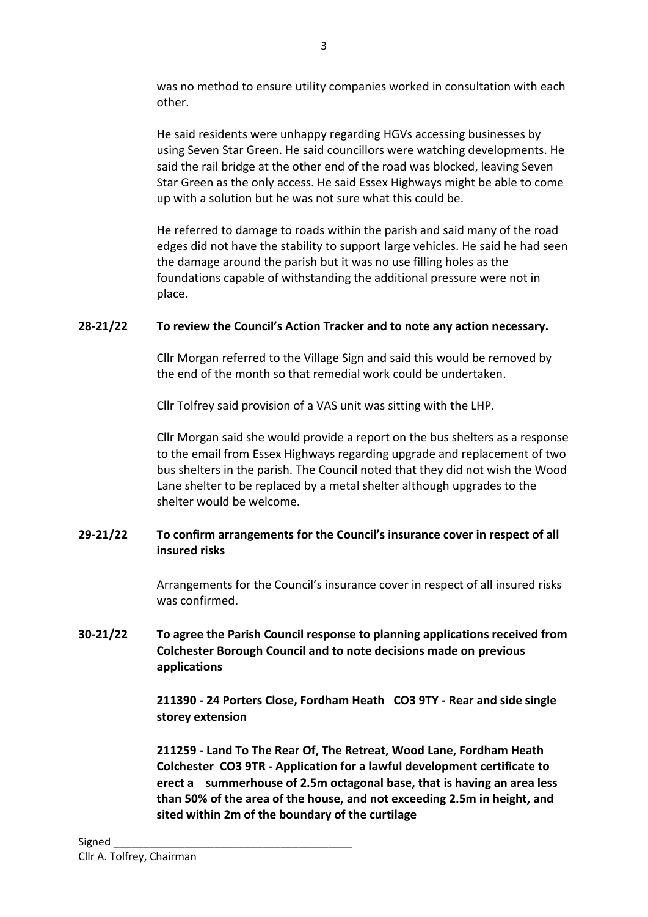was no method to ensure utility companies worked in consultation with each other.

He said residents were unhappy regarding HGVs accessing businesses by using Seven Star Green. He said councillors were watching developments. He said the rail bridge at the other end of the road was blocked, leaving Seven Star Green as the only access. He said Essex Highways might be able to come up with a solution but he was not sure what this could be.

He referred to damage to roads within the parish and said many of the road edges did not have the stability to support large vehicles. He said he had seen the damage around the parish but it was no use filling holes as the foundations capable of withstanding the additional pressure were not in place.

**28-21/22 To review the Council's Action Tracker and to note any action necessary.**

Cllr Morgan referred to the Village Sign and said this would be removed by the end of the month so that remedial work could be undertaken.

Cllr Tolfrey said provision of a VAS unit was sitting with the LHP.

Cllr Morgan said she would provide a report on the bus shelters as a response to the email from Essex Highways regarding upgrade and replacement of two bus shelters in the parish. The Council noted that they did not wish the Wood Lane shelter to be replaced by a metal shelter although upgrades to the shelter would be welcome.

**29-21/22 To confirm arrangements for the Council's insurance cover in respect of all insured risks**

Arrangements for the Council's insurance cover in respect of all insured risks was confirmed.

**30-21/22 To agree the Parish Council response to planning applications received from Colchester Borough Council and to note decisions made on previous applications**

**211390 - 24 Porters Close, Fordham Heath CO3 9TY - Rear and side single storey extension**

**211259 - Land To The Rear Of, The Retreat, Wood Lane, Fordham Heath Colchester CO3 9TR - Application for a lawful development certificate to erect a summerhouse of 2.5m octagonal base, that is having an area less than 50% of the area of the house, and not exceeding 2.5m in height, and sited within 2m of the boundary of the curtilage**

Signed ________________________________________
Cllr A. Tolfrey, Chairman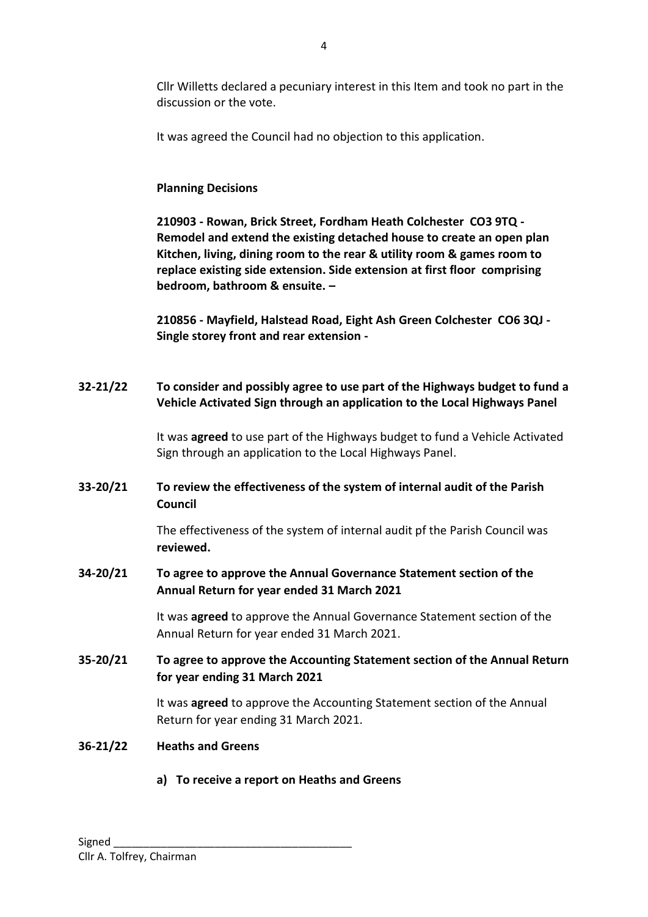Cllr Willetts declared a pecuniary interest in this Item and took no part in the discussion or the vote.

It was agreed the Council had no objection to this application.

**Planning Decisions**

**210903 - Rowan, Brick Street, Fordham Heath Colchester CO3 9TQ - Remodel and extend the existing detached house to create an open plan Kitchen, living, dining room to the rear & utility room & games room to replace existing side extension. Side extension at first floor comprising bedroom, bathroom & ensuite. –**

**210856 - Mayfield, Halstead Road, Eight Ash Green Colchester CO6 3QJ - Single storey front and rear extension -**

**32-21/22 To consider and possibly agree to use part of the Highways budget to fund a Vehicle Activated Sign through an application to the Local Highways Panel**

It was **agreed** to use part of the Highways budget to fund a Vehicle Activated Sign through an application to the Local Highways Panel.

**33-20/21 To review the effectiveness of the system of internal audit of the Parish Council**

The effectiveness of the system of internal audit pf the Parish Council was **reviewed.**

**34-20/21 To agree to approve the Annual Governance Statement section of the Annual Return for year ended 31 March 2021**

It was **agreed** to approve the Annual Governance Statement section of the Annual Return for year ended 31 March 2021.

**35-20/21 To agree to approve the Accounting Statement section of the Annual Return for year ending 31 March 2021**

It was **agreed** to approve the Accounting Statement section of the Annual Return for year ending 31 March 2021.

**36-21/22 Heaths and Greens**

**a) To receive a report on Heaths and Greens**

Signed ________________________________________
Cllr A. Tolfrey, Chairman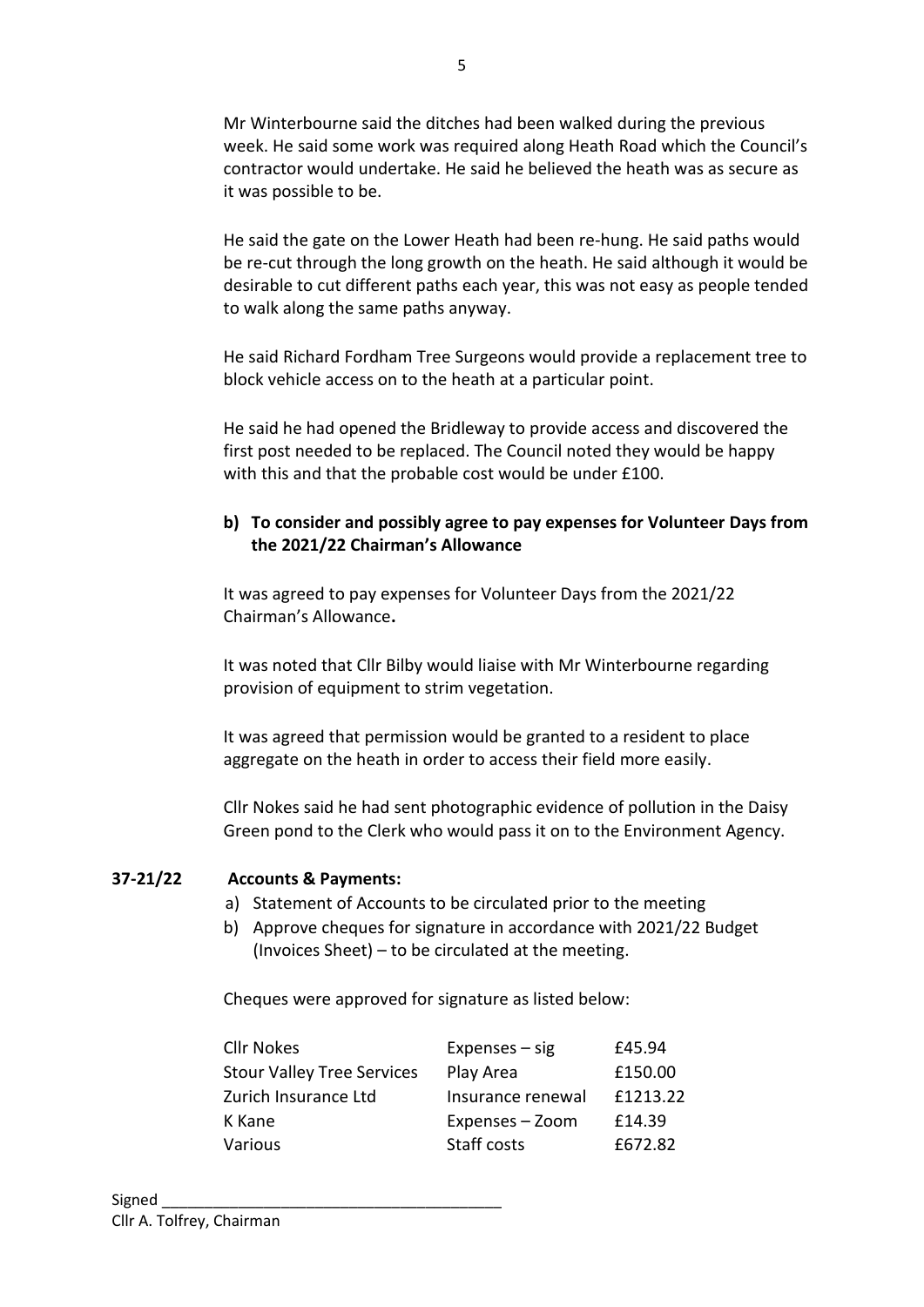Mr Winterbourne said the ditches had been walked during the previous week. He said some work was required along Heath Road which the Council's contractor would undertake. He said he believed the heath was as secure as it was possible to be.

He said the gate on the Lower Heath had been re-hung. He said paths would be re-cut through the long growth on the heath. He said although it would be desirable to cut different paths each year, this was not easy as people tended to walk along the same paths anyway.

He said Richard Fordham Tree Surgeons would provide a replacement tree to block vehicle access on to the heath at a particular point.

He said he had opened the Bridleway to provide access and discovered the first post needed to be replaced. The Council noted they would be happy with this and that the probable cost would be under £100.

**b) To consider and possibly agree to pay expenses for Volunteer Days from the 2021/22 Chairman's Allowance**

It was agreed to pay expenses for Volunteer Days from the 2021/22 Chairman's Allowance**.**

It was noted that Cllr Bilby would liaise with Mr Winterbourne regarding provision of equipment to strim vegetation.

It was agreed that permission would be granted to a resident to place aggregate on the heath in order to access their field more easily.

Cllr Nokes said he had sent photographic evidence of pollution in the Daisy Green pond to the Clerk who would pass it on to the Environment Agency.

**37-21/22 Accounts & Payments:**

a) Statement of Accounts to be circulated prior to the meeting
b) Approve cheques for signature in accordance with 2021/22 Budget (Invoices Sheet) – to be circulated at the meeting.

Cheques were approved for signature as listed below:

| | | |
|---|---|---|
| Cllr Nokes | Expenses – sig | £45.94 |
| Stour Valley Tree Services | Play Area | £150.00 |
| Zurich Insurance Ltd | Insurance renewal | £1213.22 |
| K Kane | Expenses – Zoom | £14.39 |
| Various | Staff costs | £672.82 |

Signed ______________________________________
Cllr A. Tolfrey, Chairman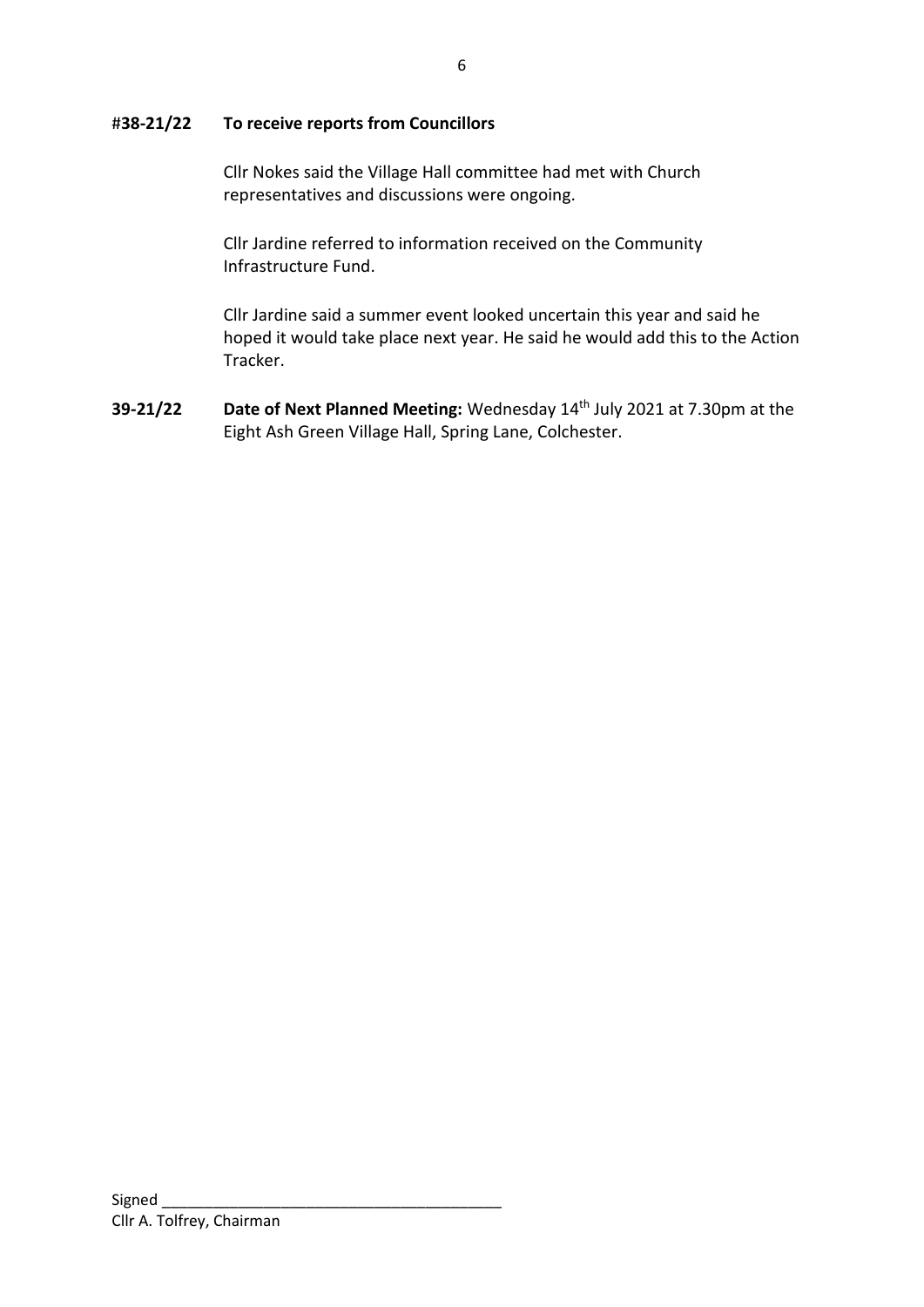**#38-21/22 To receive reports from Councillors**

Cllr Nokes said the Village Hall committee had met with Church representatives and discussions were ongoing.

Cllr Jardine referred to information received on the Community Infrastructure Fund.

Cllr Jardine said a summer event looked uncertain this year and said he hoped it would take place next year. He said he would add this to the Action Tracker.

**39-21/22 Date of Next Planned Meeting:** Wednesday 14th July 2021 at 7.30pm at the Eight Ash Green Village Hall, Spring Lane, Colchester.

Signed ________________________________________
Cllr A. Tolfrey, Chairman